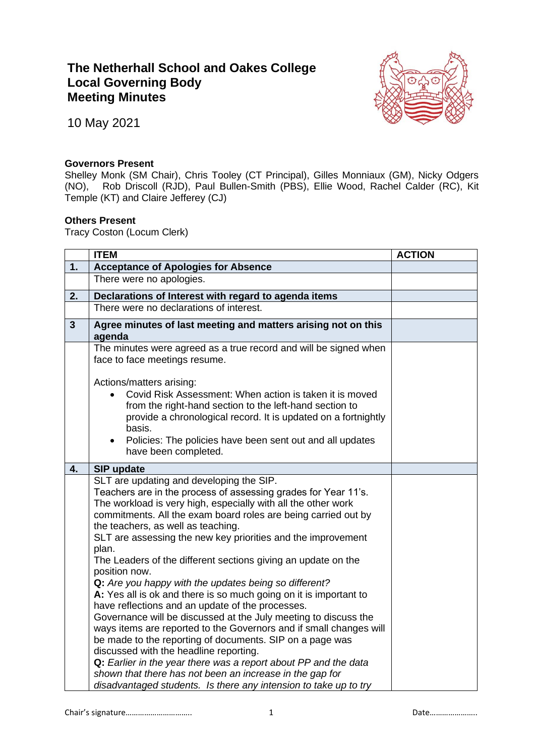# The Netherhall School and Oakes College
# Local Governing Body
# Meeting Minutes

10 May 2021

**Governors Present**
Shelley Monk (SM Chair), Chris Tooley (CT Principal), Gilles Monniaux (GM), Nicky Odgers (NO), Rob Driscoll (RJD), Paul Bullen-Smith (PBS), Ellie Wood, Rachel Calder (RC), Kit Temple (KT) and Claire Jefferey (CJ)

**Others Present**
Tracy Coston (Locum Clerk)

| | ITEM | ACTION |
|---|---|---|
| **1.** | **Acceptance of Apologies for Absence** | |
| | There were no apologies. | |
| **2.** | **Declarations of Interest with regard to agenda items** | |
| | There were no declarations of interest. | |
| **3** | **Agree minutes of last meeting and matters arising not on this agenda** | |
| | The minutes were agreed as a true record and will be signed when face to face meetings resume.<br><br>Actions/matters arising:<br>• Covid Risk Assessment: When action is taken it is moved from the right-hand section to the left-hand section to provide a chronological record. It is updated on a fortnightly basis.<br>• Policies: The policies have been sent out and all updates have been completed. | |
| **4.** | **SIP update** | |
| | SLT are updating and developing the SIP.<br>Teachers are in the process of assessing grades for Year 11's. The workload is very high, especially with all the other work commitments. All the exam board roles are being carried out by the teachers, as well as teaching.<br>SLT are assessing the new key priorities and the improvement plan.<br>The Leaders of the different sections giving an update on the position now.<br>**Q:** *Are you happy with the updates being so different?*<br>**A:** Yes all is ok and there is so much going on it is important to have reflections and an update of the processes.<br>Governance will be discussed at the July meeting to discuss the ways items are reported to the Governors and if small changes will be made to the reporting of documents. SIP on a page was discussed with the headline reporting.<br>**Q:** *Earlier in the year there was a report about PP and the data shown that there has not been an increase in the gap for disadvantaged students. Is there any intension to take up to try* | |

Chair's signature…………………………. Date…………………..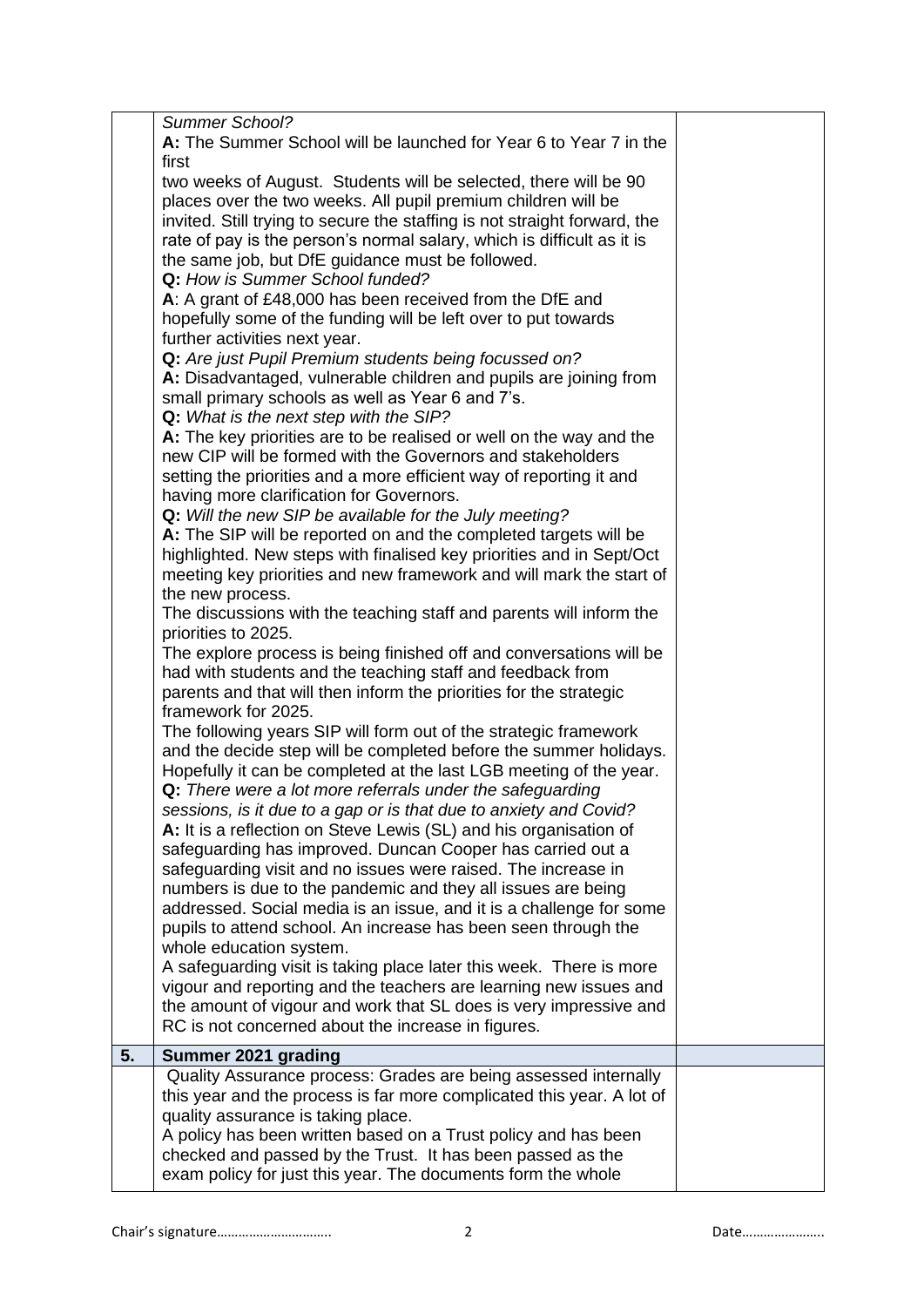| | | |
|---|---|---|
| | *Summer School?*<br>**A:** The Summer School will be launched for Year 6 to Year 7 in the first<br>two weeks of August. Students will be selected, there will be 90 places over the two weeks. All pupil premium children will be invited. Still trying to secure the staffing is not straight forward, the rate of pay is the person's normal salary, which is difficult as it is the same job, but DfE guidance must be followed.<br>**Q:** *How is Summer School funded?*<br>**A**: A grant of £48,000 has been received from the DfE and hopefully some of the funding will be left over to put towards further activities next year.<br>**Q:** *Are just Pupil Premium students being focussed on?*<br>**A:** Disadvantaged, vulnerable children and pupils are joining from small primary schools as well as Year 6 and 7's.<br>**Q:** *What is the next step with the SIP?*<br>**A:** The key priorities are to be realised or well on the way and the new CIP will be formed with the Governors and stakeholders setting the priorities and a more efficient way of reporting it and having more clarification for Governors.<br>**Q:** *Will the new SIP be available for the July meeting?*<br>**A:** The SIP will be reported on and the completed targets will be highlighted. New steps with finalised key priorities and in Sept/Oct meeting key priorities and new framework and will mark the start of the new process.<br>The discussions with the teaching staff and parents will inform the priorities to 2025.<br>The explore process is being finished off and conversations will be had with students and the teaching staff and feedback from parents and that will then inform the priorities for the strategic framework for 2025.<br>The following years SIP will form out of the strategic framework and the decide step will be completed before the summer holidays. Hopefully it can be completed at the last LGB meeting of the year.<br>**Q:** *There were a lot more referrals under the safeguarding sessions, is it due to a gap or is that due to anxiety and Covid?*<br>**A:** It is a reflection on Steve Lewis (SL) and his organisation of safeguarding has improved. Duncan Cooper has carried out a safeguarding visit and no issues were raised. The increase in numbers is due to the pandemic and they all issues are being addressed. Social media is an issue, and it is a challenge for some pupils to attend school. An increase has been seen through the whole education system.<br>A safeguarding visit is taking place later this week. There is more vigour and reporting and the teachers are learning new issues and the amount of vigour and work that SL does is very impressive and RC is not concerned about the increase in figures. | |
| **5.** | **Summer 2021 grading** | |
| | Quality Assurance process: Grades are being assessed internally this year and the process is far more complicated this year. A lot of quality assurance is taking place.<br>A policy has been written based on a Trust policy and has been checked and passed by the Trust. It has been passed as the exam policy for just this year. The documents form the whole | |

Chair's signature………………………… Date…………………..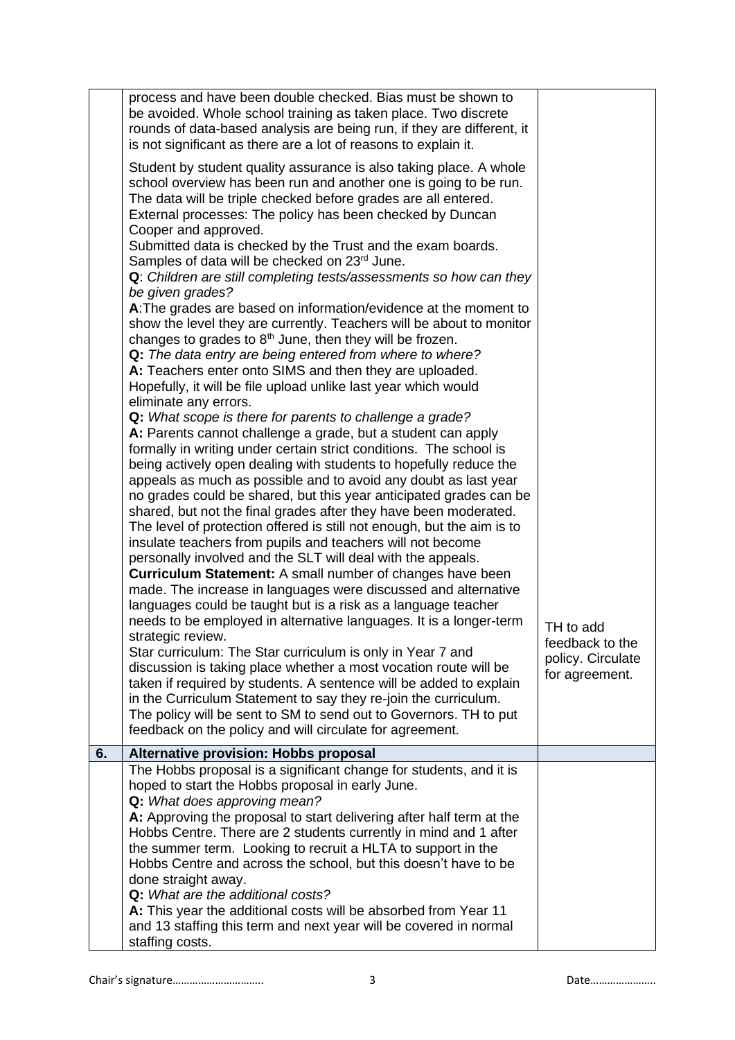| | | |
|---|---|---|
| | process and have been double checked. Bias must be shown to be avoided. Whole school training as taken place. Two discrete rounds of data-based analysis are being run, if they are different, it is not significant as there are a lot of reasons to explain it. | |
| | Student by student quality assurance is also taking place. A whole school overview has been run and another one is going to be run. The data will be triple checked before grades are all entered.<br>External processes: The policy has been checked by Duncan Cooper and approved.<br>Submitted data is checked by the Trust and the exam boards. Samples of data will be checked on 23rd June.<br>**Q**: *Children are still completing tests/assessments so how can they be given grades?*<br>**A**:The grades are based on information/evidence at the moment to show the level they are currently. Teachers will be about to monitor changes to grades to 8th June, then they will be frozen.<br>**Q:** *The data entry are being entered from where to where?*<br>**A:** Teachers enter onto SIMS and then they are uploaded. Hopefully, it will be file upload unlike last year which would eliminate any errors.<br>**Q:** *What scope is there for parents to challenge a grade?*<br>**A:** Parents cannot challenge a grade, but a student can apply formally in writing under certain strict conditions. The school is being actively open dealing with students to hopefully reduce the appeals as much as possible and to avoid any doubt as last year no grades could be shared, but this year anticipated grades can be shared, but not the final grades after they have been moderated. The level of protection offered is still not enough, but the aim is to insulate teachers from pupils and teachers will not become personally involved and the SLT will deal with the appeals.<br>**Curriculum Statement:** A small number of changes have been made. The increase in languages were discussed and alternative languages could be taught but is a risk as a language teacher needs to be employed in alternative languages. It is a longer-term strategic review.<br>Star curriculum: The Star curriculum is only in Year 7 and discussion is taking place whether a most vocation route will be taken if required by students. A sentence will be added to explain in the Curriculum Statement to say they re-join the curriculum.<br>The policy will be sent to SM to send out to Governors. TH to put feedback on the policy and will circulate for agreement. | TH to add feedback to the policy. Circulate for agreement. |
| **6.** | **Alternative provision: Hobbs proposal** | |
| | The Hobbs proposal is a significant change for students, and it is hoped to start the Hobbs proposal in early June.<br>**Q:** *What does approving mean?*<br>**A:** Approving the proposal to start delivering after half term at the Hobbs Centre. There are 2 students currently in mind and 1 after the summer term. Looking to recruit a HLTA to support in the Hobbs Centre and across the school, but this doesn't have to be done straight away.<br>**Q:** *What are the additional costs?*<br>**A:** This year the additional costs will be absorbed from Year 11 and 13 staffing this term and next year will be covered in normal staffing costs. | |

Chair's signature………………………….. Date…………………..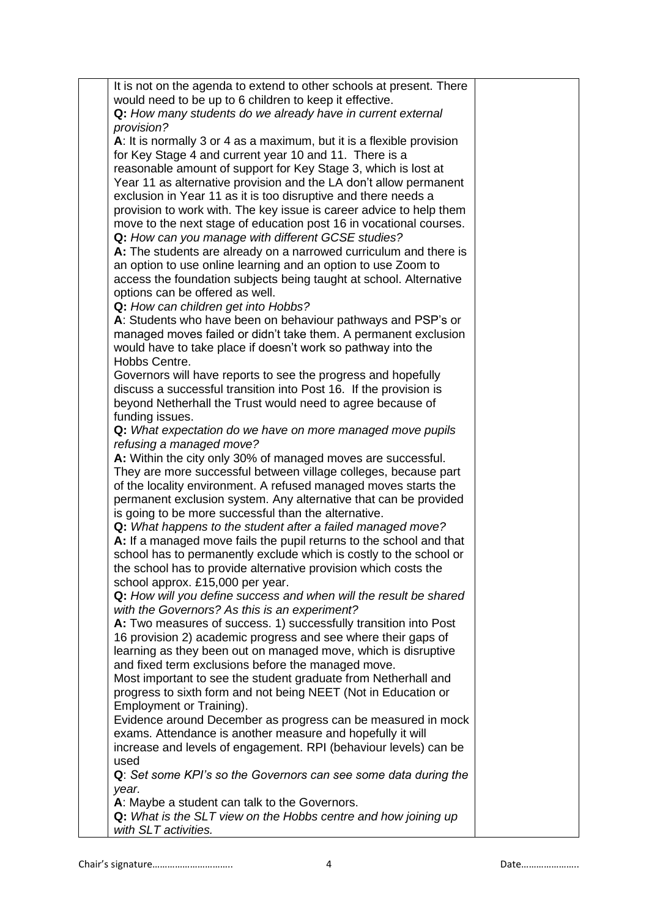It is not on the agenda to extend to other schools at present. There would need to be up to 6 children to keep it effective.

**Q:** *How many students do we already have in current external provision?*

**A**: It is normally 3 or 4 as a maximum, but it is a flexible provision for Key Stage 4 and current year 10 and 11. There is a reasonable amount of support for Key Stage 3, which is lost at Year 11 as alternative provision and the LA don't allow permanent exclusion in Year 11 as it is too disruptive and there needs a provision to work with. The key issue is career advice to help them move to the next stage of education post 16 in vocational courses.

**Q:** *How can you manage with different GCSE studies?*

**A:** The students are already on a narrowed curriculum and there is an option to use online learning and an option to use Zoom to access the foundation subjects being taught at school. Alternative options can be offered as well.

**Q:** *How can children get into Hobbs?*

**A**: Students who have been on behaviour pathways and PSP's or managed moves failed or didn't take them. A permanent exclusion would have to take place if doesn't work so pathway into the Hobbs Centre.

Governors will have reports to see the progress and hopefully discuss a successful transition into Post 16. If the provision is beyond Netherhall the Trust would need to agree because of funding issues.

**Q:** *What expectation do we have on more managed move pupils refusing a managed move?*

**A:** Within the city only 30% of managed moves are successful. They are more successful between village colleges, because part of the locality environment. A refused managed moves starts the permanent exclusion system. Any alternative that can be provided is going to be more successful than the alternative.

**Q:** *What happens to the student after a failed managed move?*

**A:** If a managed move fails the pupil returns to the school and that school has to permanently exclude which is costly to the school or the school has to provide alternative provision which costs the school approx. £15,000 per year.

**Q:** *How will you define success and when will the result be shared with the Governors? As this is an experiment?*

**A:** Two measures of success. 1) successfully transition into Post 16 provision 2) academic progress and see where their gaps of learning as they been out on managed move, which is disruptive and fixed term exclusions before the managed move.

Most important to see the student graduate from Netherhall and progress to sixth form and not being NEET (Not in Education or Employment or Training).

Evidence around December as progress can be measured in mock exams. Attendance is another measure and hopefully it will increase and levels of engagement. RPI (behaviour levels) can be used

**Q**: *Set some KPI's so the Governors can see some data during the year.*

**A**: Maybe a student can talk to the Governors.

**Q:** *What is the SLT view on the Hobbs centre and how joining up with SLT activities.*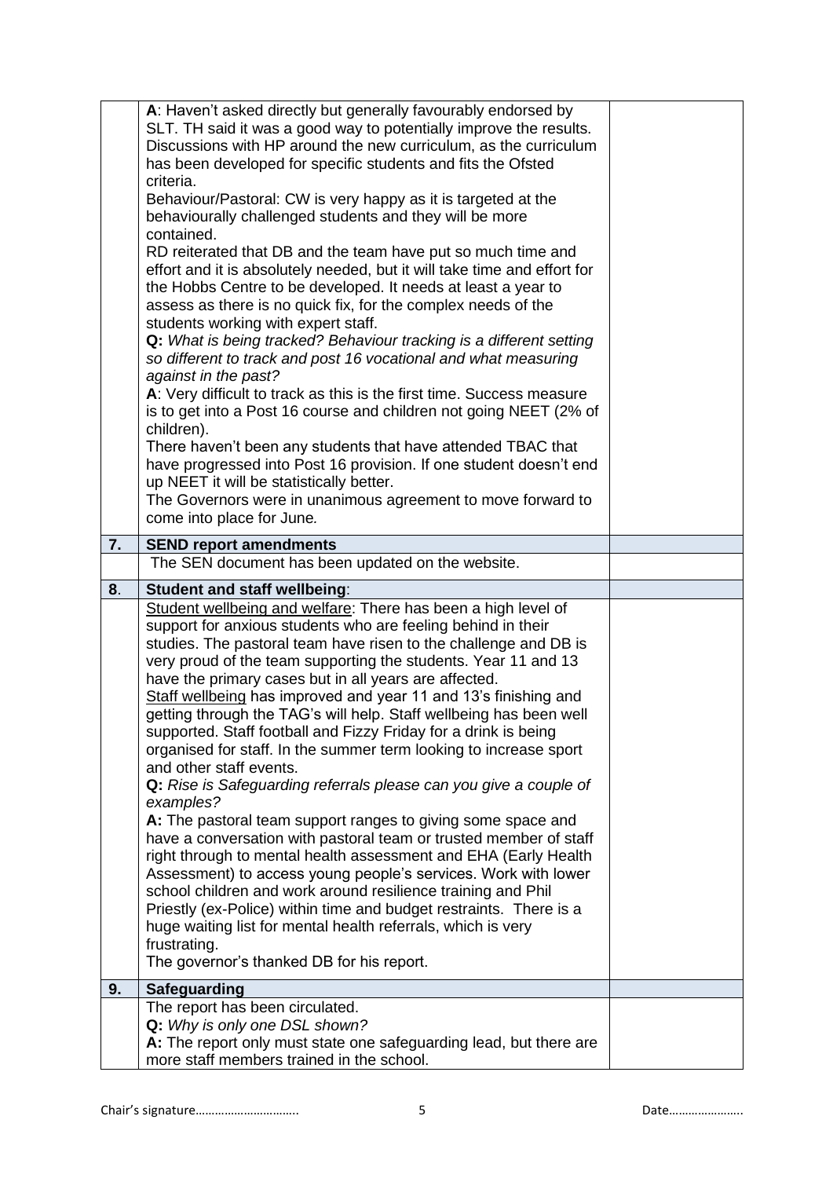| | | |
|---|---|---|
| | **A**: Haven't asked directly but generally favourably endorsed by SLT. TH said it was a good way to potentially improve the results. Discussions with HP around the new curriculum, as the curriculum has been developed for specific students and fits the Ofsted criteria.<br>Behaviour/Pastoral: CW is very happy as it is targeted at the behaviourally challenged students and they will be more contained.<br>RD reiterated that DB and the team have put so much time and effort and it is absolutely needed, but it will take time and effort for the Hobbs Centre to be developed. It needs at least a year to assess as there is no quick fix, for the complex needs of the students working with expert staff.<br>**Q:** *What is being tracked? Behaviour tracking is a different setting so different to track and post 16 vocational and what measuring against in the past?*<br>**A**: Very difficult to track as this is the first time. Success measure is to get into a Post 16 course and children not going NEET (2% of children).<br>There haven't been any students that have attended TBAC that have progressed into Post 16 provision. If one student doesn't end up NEET it will be statistically better.<br>The Governors were in unanimous agreement to move forward to come into place for June. | |
| **7.** | **SEND report amendments** | |
| | The SEN document has been updated on the website. | |
| **8**. | **Student and staff wellbeing**: | |
| | <u>Student wellbeing and welfare</u>: There has been a high level of support for anxious students who are feeling behind in their studies. The pastoral team have risen to the challenge and DB is very proud of the team supporting the students. Year 11 and 13 have the primary cases but in all years are affected.<br><u>Staff wellbeing</u> has improved and year 11 and 13's finishing and getting through the TAG's will help. Staff wellbeing has been well supported. Staff football and Fizzy Friday for a drink is being organised for staff. In the summer term looking to increase sport and other staff events.<br>**Q:** *Rise is Safeguarding referrals please can you give a couple of examples?*<br>**A:** The pastoral team support ranges to giving some space and have a conversation with pastoral team or trusted member of staff right through to mental health assessment and EHA (Early Health Assessment) to access young people's services. Work with lower school children and work around resilience training and Phil Priestly (ex-Police) within time and budget restraints. There is a huge waiting list for mental health referrals, which is very frustrating.<br>The governor's thanked DB for his report. | |
| **9.** | **Safeguarding** | |
| | The report has been circulated.<br>**Q:** *Why is only one DSL shown?*<br>**A:** The report only must state one safeguarding lead, but there are more staff members trained in the school. | |

Chair's signature…………………………. Date…………………..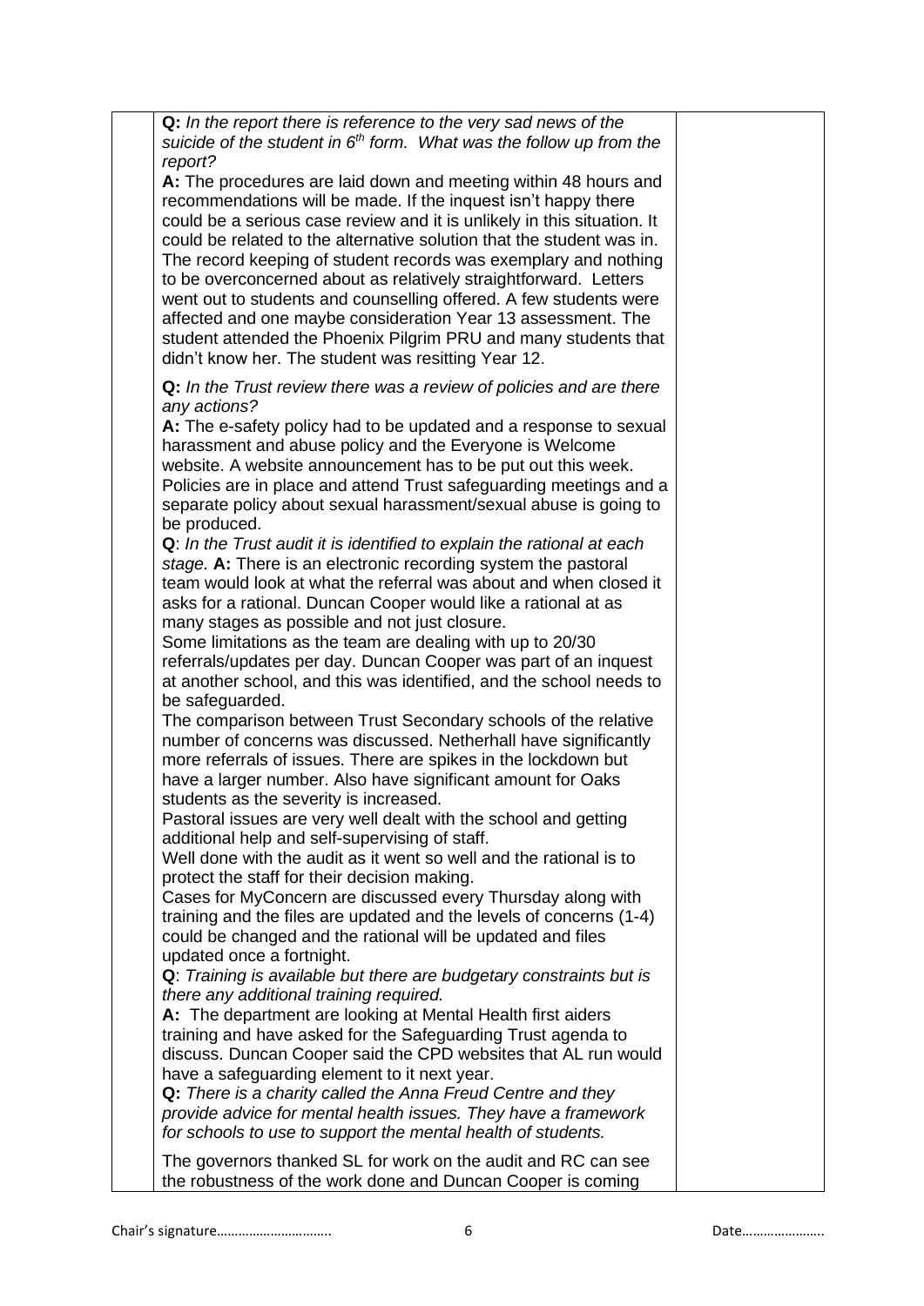**Q:** *In the report there is reference to the very sad news of the suicide of the student in 6th form. What was the follow up from the report?*

**A:** The procedures are laid down and meeting within 48 hours and recommendations will be made. If the inquest isn't happy there could be a serious case review and it is unlikely in this situation. It could be related to the alternative solution that the student was in. The record keeping of student records was exemplary and nothing to be overconcerned about as relatively straightforward. Letters went out to students and counselling offered. A few students were affected and one maybe consideration Year 13 assessment. The student attended the Phoenix Pilgrim PRU and many students that didn't know her. The student was resitting Year 12.

**Q:** *In the Trust review there was a review of policies and are there any actions?*

**A:** The e-safety policy had to be updated and a response to sexual harassment and abuse policy and the Everyone is Welcome website. A website announcement has to be put out this week. Policies are in place and attend Trust safeguarding meetings and a separate policy about sexual harassment/sexual abuse is going to be produced.

**Q**: *In the Trust audit it is identified to explain the rational at each stage.* **A:** There is an electronic recording system the pastoral team would look at what the referral was about and when closed it asks for a rational. Duncan Cooper would like a rational at as many stages as possible and not just closure.

Some limitations as the team are dealing with up to 20/30 referrals/updates per day. Duncan Cooper was part of an inquest at another school, and this was identified, and the school needs to be safeguarded.

The comparison between Trust Secondary schools of the relative number of concerns was discussed. Netherhall have significantly more referrals of issues. There are spikes in the lockdown but have a larger number. Also have significant amount for Oaks students as the severity is increased.

Pastoral issues are very well dealt with the school and getting additional help and self-supervising of staff.

Well done with the audit as it went so well and the rational is to protect the staff for their decision making.

Cases for MyConcern are discussed every Thursday along with training and the files are updated and the levels of concerns (1-4) could be changed and the rational will be updated and files updated once a fortnight.

**Q**: *Training is available but there are budgetary constraints but is there any additional training required.*

**A:** The department are looking at Mental Health first aiders training and have asked for the Safeguarding Trust agenda to discuss. Duncan Cooper said the CPD websites that AL run would have a safeguarding element to it next year.

**Q:** *There is a charity called the Anna Freud Centre and they provide advice for mental health issues. They have a framework for schools to use to support the mental health of students.*

The governors thanked SL for work on the audit and RC can see the robustness of the work done and Duncan Cooper is coming

Chair's signature………………………..                                                                                                    Date…………………..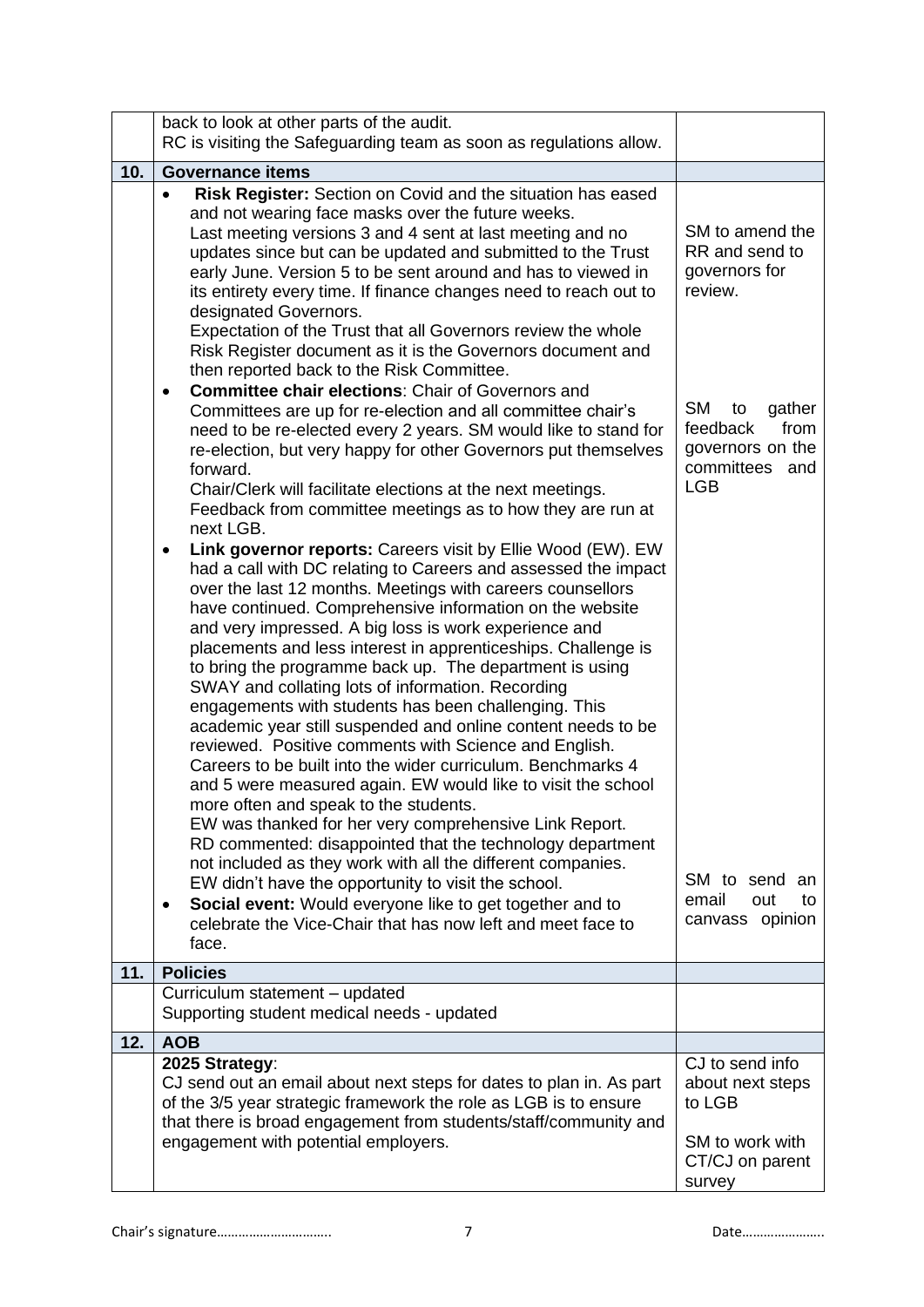| | | |
|---|---|---|
| | back to look at other parts of the audit.<br>RC is visiting the Safeguarding team as soon as regulations allow. | |
| **10.** | **Governance items** | |
| | • **Risk Register:** Section on Covid and the situation has eased and not wearing face masks over the future weeks.<br>Last meeting versions 3 and 4 sent at last meeting and no updates since but can be updated and submitted to the Trust early June. Version 5 to be sent around and has to viewed in its entirety every time. If finance changes need to reach out to designated Governors.<br>Expectation of the Trust that all Governors review the whole Risk Register document as it is the Governors document and then reported back to the Risk Committee. | SM to amend the RR and send to governors for review. |
| | • **Committee chair elections**: Chair of Governors and Committees are up for re-election and all committee chair's need to be re-elected every 2 years. SM would like to stand for re-election, but very happy for other Governors put themselves forward.<br>Chair/Clerk will facilitate elections at the next meetings.<br>Feedback from committee meetings as to how they are run at next LGB. | SM to gather feedback from governors on the committees and LGB |
| | • **Link governor reports:** Careers visit by Ellie Wood (EW). EW had a call with DC relating to Careers and assessed the impact over the last 12 months. Meetings with careers counsellors have continued. Comprehensive information on the website and very impressed. A big loss is work experience and placements and less interest in apprenticeships. Challenge is to bring the programme back up. The department is using SWAY and collating lots of information. Recording engagements with students has been challenging. This academic year still suspended and online content needs to be reviewed. Positive comments with Science and English. Careers to be built into the wider curriculum. Benchmarks 4 and 5 were measured again. EW would like to visit the school more often and speak to the students.<br>EW was thanked for her very comprehensive Link Report.<br>RD commented: disappointed that the technology department not included as they work with all the different companies.<br>EW didn't have the opportunity to visit the school. | |
| | • **Social event:** Would everyone like to get together and to celebrate the Vice-Chair that has now left and meet face to face. | SM to send an email out to canvass opinion |
| **11.** | **Policies** | |
| | Curriculum statement – updated<br>Supporting student medical needs - updated | |
| **12.** | **AOB** | |
| | **2025 Strategy**:<br>CJ send out an email about next steps for dates to plan in. As part of the 3/5 year strategic framework the role as LGB is to ensure that there is broad engagement from students/staff/community and engagement with potential employers. | CJ to send info about next steps to LGB<br><br>SM to work with CT/CJ on parent survey |

Chair's signature………………………….. Date…………………..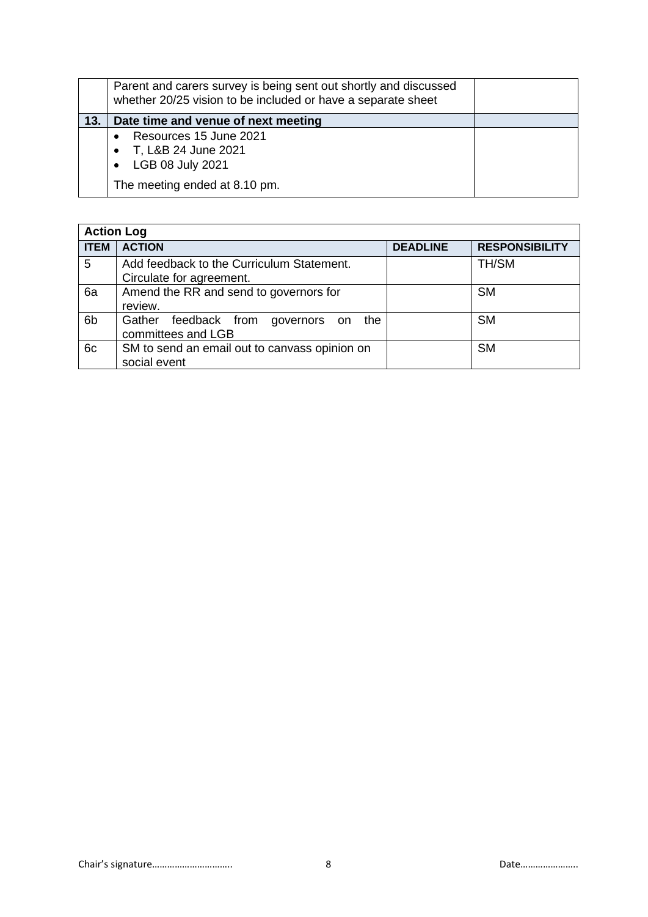| | | |
|---|---|---|
| | Parent and carers survey is being sent out shortly and discussed whether 20/25 vision to be included or have a separate sheet | |
| **13.** | **Date time and venue of next meeting** | |
| | • Resources 15 June 2021<br>• T, L&B 24 June 2021<br>• LGB 08 July 2021<br><br>The meeting ended at 8.10 pm. | |

| **Action Log** | | | |
|---|---|---|---|
| **ITEM** | **ACTION** | **DEADLINE** | **RESPONSIBILITY** |
| 5 | Add feedback to the Curriculum Statement. Circulate for agreement. | | TH/SM |
| 6a | Amend the RR and send to governors for review. | | SM |
| 6b | Gather feedback from governors on the committees and LGB | | SM |
| 6c | SM to send an email out to canvass opinion on social event | | SM |

Chair's signature………………………….. Date…………………..